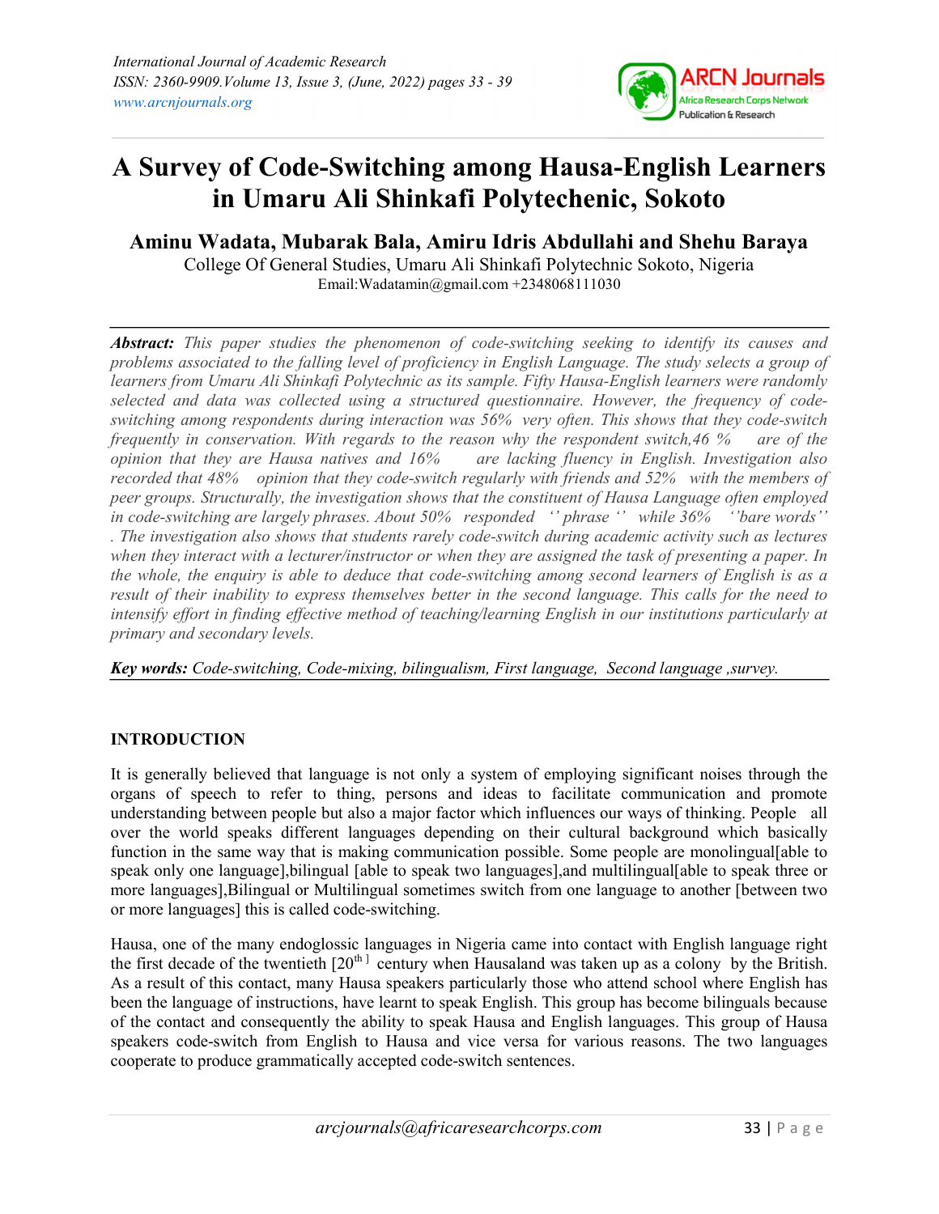# A Survey of Code-Switching among Hausa-English Learners in Umaru Ali Shinkafi Polytechenic, Sokoto

**Aminu Wadata, Mubarak Bala, Amiru Idris Abdullahi and Shehu Baraya**

College Of General Studies, Umaru Ali Shinkafi Polytechnic Sokoto, Nigeria

Email:Wadatamin@gmail.com +2348068111030

***Abstract:*** *This paper studies the phenomenon of code-switching seeking to identify its causes and problems associated to the falling level of proficiency in English Language. The study selects a group of learners from Umaru Ali Shinkafi Polytechnic as its sample. Fifty Hausa-English learners were randomly selected and data was collected using a structured questionnaire. However, the frequency of code-switching among respondents during interaction was 56% very often. This shows that they code-switch frequently in conservation. With regards to the reason why the respondent switch,46 % are of the opinion that they are Hausa natives and 16% are lacking fluency in English. Investigation also recorded that 48% opinion that they code-switch regularly with friends and 52% with the members of peer groups. Structurally, the investigation shows that the constituent of Hausa Language often employed in code-switching are largely phrases. About 50% responded '' phrase '' while 36% ''bare words'' . The investigation also shows that students rarely code-switch during academic activity such as lectures when they interact with a lecturer/instructor or when they are assigned the task of presenting a paper. In the whole, the enquiry is able to deduce that code-switching among second learners of English is as a result of their inability to express themselves better in the second language. This calls for the need to intensify effort in finding effective method of teaching/learning English in our institutions particularly at primary and secondary levels.*

***Key words:*** *Code-switching, Code-mixing, bilingualism, First language, Second language ,survey.*

## INTRODUCTION

It is generally believed that language is not only a system of employing significant noises through the organs of speech to refer to thing, persons and ideas to facilitate communication and promote understanding between people but also a major factor which influences our ways of thinking. People all over the world speaks different languages depending on their cultural background which basically function in the same way that is making communication possible. Some people are monolingual[able to speak only one language],bilingual [able to speak two languages],and multilingual[able to speak three or more languages],Bilingual or Multilingual sometimes switch from one language to another [between two or more languages] this is called code-switching.

Hausa, one of the many endoglossic languages in Nigeria came into contact with English language right the first decade of the twentieth [20th ] century when Hausaland was taken up as a colony by the British. As a result of this contact, many Hausa speakers particularly those who attend school where English has been the language of instructions, have learnt to speak English. This group has become bilinguals because of the contact and consequently the ability to speak Hausa and English languages. This group of Hausa speakers code-switch from English to Hausa and vice versa for various reasons. The two languages cooperate to produce grammatically accepted code-switch sentences.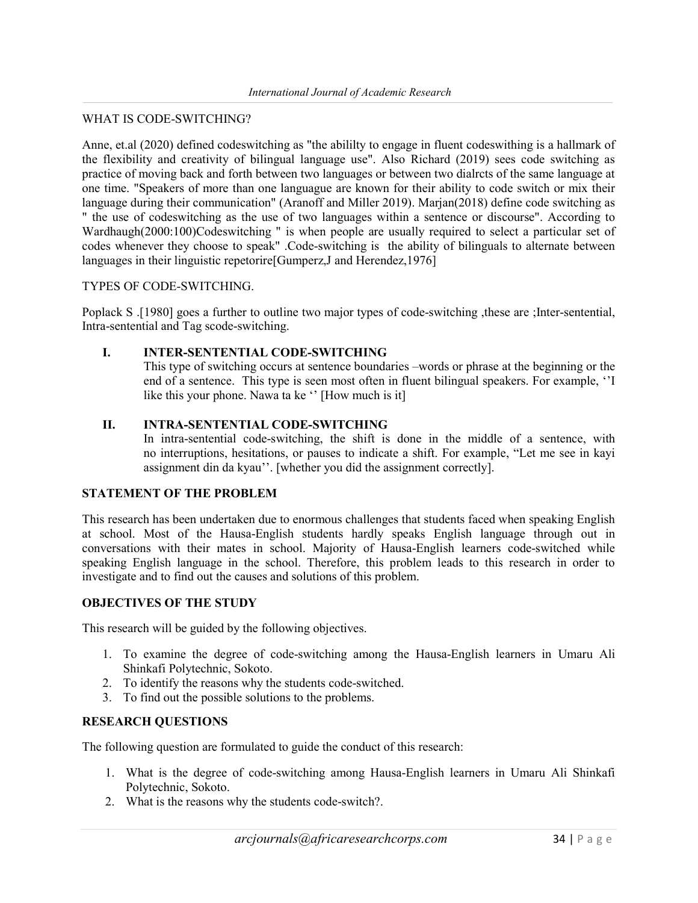WHAT IS CODE-SWITCHING?

Anne, et.al (2020) defined codeswitching as "the abililty to engage in fluent codeswithing is a hallmark of the flexibility and creativity of bilingual language use". Also Richard (2019) sees code switching as practice of moving back and forth between two languages or between two dialrcts of the same language at one time. "Speakers of more than one languague are known for their ability to code switch or mix their language during their communication" (Aranoff and Miller 2019). Marjan(2018) define code switching as " the use of codeswitching as the use of two languages within a sentence or discourse". According to Wardhaugh(2000:100)Codeswitching " is when people are usually required to select a particular set of codes whenever they choose to speak" .Code-switching is the ability of bilinguals to alternate between languages in their linguistic repetorire[Gumperz,J and Herendez,1976]

TYPES OF CODE-SWITCHING.

Poplack S .[1980] goes a further to outline two major types of code-switching ,these are ;Inter-sentential, Intra-sentential and Tag scode-switching.

I. **INTER-SENTENTIAL CODE-SWITCHING**

   This type of switching occurs at sentence boundaries –words or phrase at the beginning or the end of a sentence. This type is seen most often in fluent bilingual speakers. For example, ''I like this your phone. Nawa ta ke '' [How much is it]

II. **INTRA-SENTENTIAL CODE-SWITCHING**

   In intra-sentential code-switching, the shift is done in the middle of a sentence, with no interruptions, hesitations, or pauses to indicate a shift. For example, "Let me see in kayi assignment din da kyau''. [whether you did the assignment correctly].

## STATEMENT OF THE PROBLEM

This research has been undertaken due to enormous challenges that students faced when speaking English at school. Most of the Hausa-English students hardly speaks English language through out in conversations with their mates in school. Majority of Hausa-English learners code-switched while speaking English language in the school. Therefore, this problem leads to this research in order to investigate and to find out the causes and solutions of this problem.

## OBJECTIVES OF THE STUDY

This research will be guided by the following objectives.

1. To examine the degree of code-switching among the Hausa-English learners in Umaru Ali Shinkafi Polytechnic, Sokoto.
2. To identify the reasons why the students code-switched.
3. To find out the possible solutions to the problems.

## RESEARCH QUESTIONS

The following question are formulated to guide the conduct of this research:

1. What is the degree of code-switching among Hausa-English learners in Umaru Ali Shinkafi Polytechnic, Sokoto.
2. What is the reasons why the students code-switch?.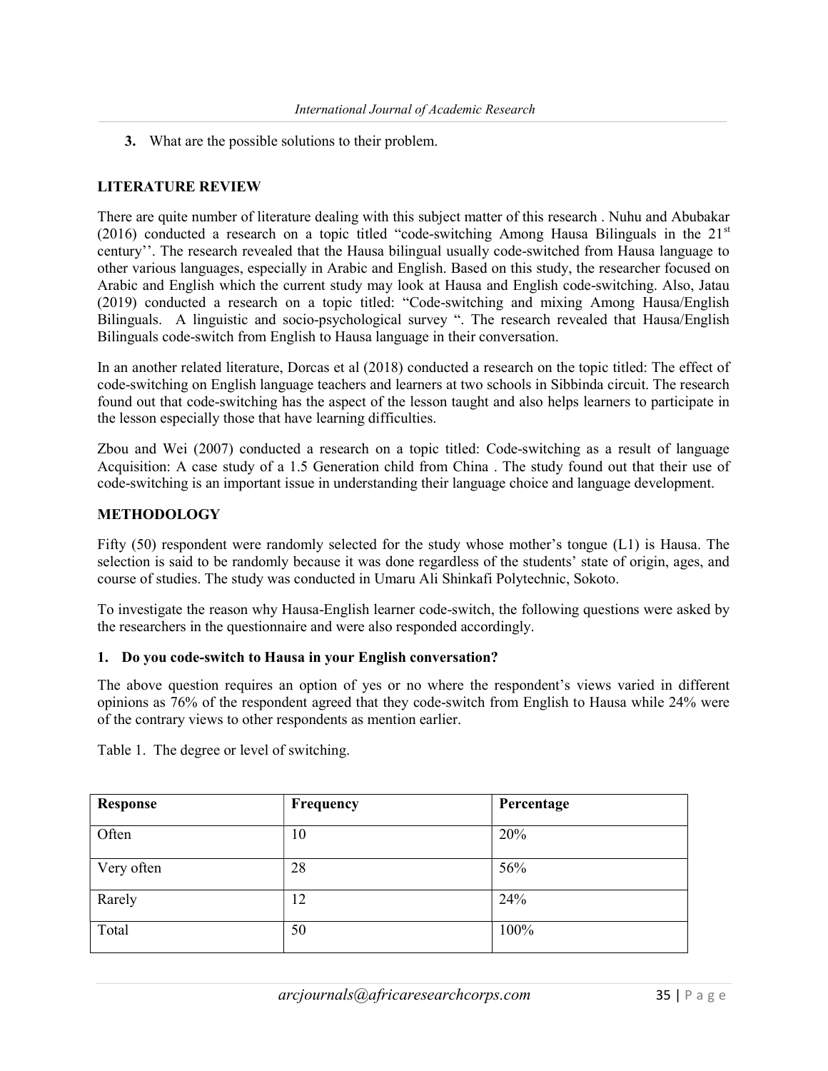**3.** What are the possible solutions to their problem.

## LITERATURE REVIEW

There are quite number of literature dealing with this subject matter of this research . Nuhu and Abubakar (2016) conducted a research on a topic titled "code-switching Among Hausa Bilinguals in the 21st century''. The research revealed that the Hausa bilingual usually code-switched from Hausa language to other various languages, especially in Arabic and English. Based on this study, the researcher focused on Arabic and English which the current study may look at Hausa and English code-switching. Also, Jatau (2019) conducted a research on a topic titled: "Code-switching and mixing Among Hausa/English Bilinguals. A linguistic and socio-psychological survey ". The research revealed that Hausa/English Bilinguals code-switch from English to Hausa language in their conversation.

In an another related literature, Dorcas et al (2018) conducted a research on the topic titled: The effect of code-switching on English language teachers and learners at two schools in Sibbinda circuit. The research found out that code-switching has the aspect of the lesson taught and also helps learners to participate in the lesson especially those that have learning difficulties.

Zbou and Wei (2007) conducted a research on a topic titled: Code-switching as a result of language Acquisition: A case study of a 1.5 Generation child from China . The study found out that their use of code-switching is an important issue in understanding their language choice and language development.

## METHODOLOGY

Fifty (50) respondent were randomly selected for the study whose mother's tongue (L1) is Hausa. The selection is said to be randomly because it was done regardless of the students' state of origin, ages, and course of studies. The study was conducted in Umaru Ali Shinkafi Polytechnic, Sokoto.

To investigate the reason why Hausa-English learner code-switch, the following questions were asked by the researchers in the questionnaire and were also responded accordingly.

**1. Do you code-switch to Hausa in your English conversation?**

The above question requires an option of yes or no where the respondent's views varied in different opinions as 76% of the respondent agreed that they code-switch from English to Hausa while 24% were of the contrary views to other respondents as mention earlier.

Table 1. The degree or level of switching.

| **Response** | **Frequency** | **Percentage** |
|---|---|---|
| Often | 10 | 20% |
| Very often | 28 | 56% |
| Rarely | 12 | 24% |
| Total | 50 | 100% |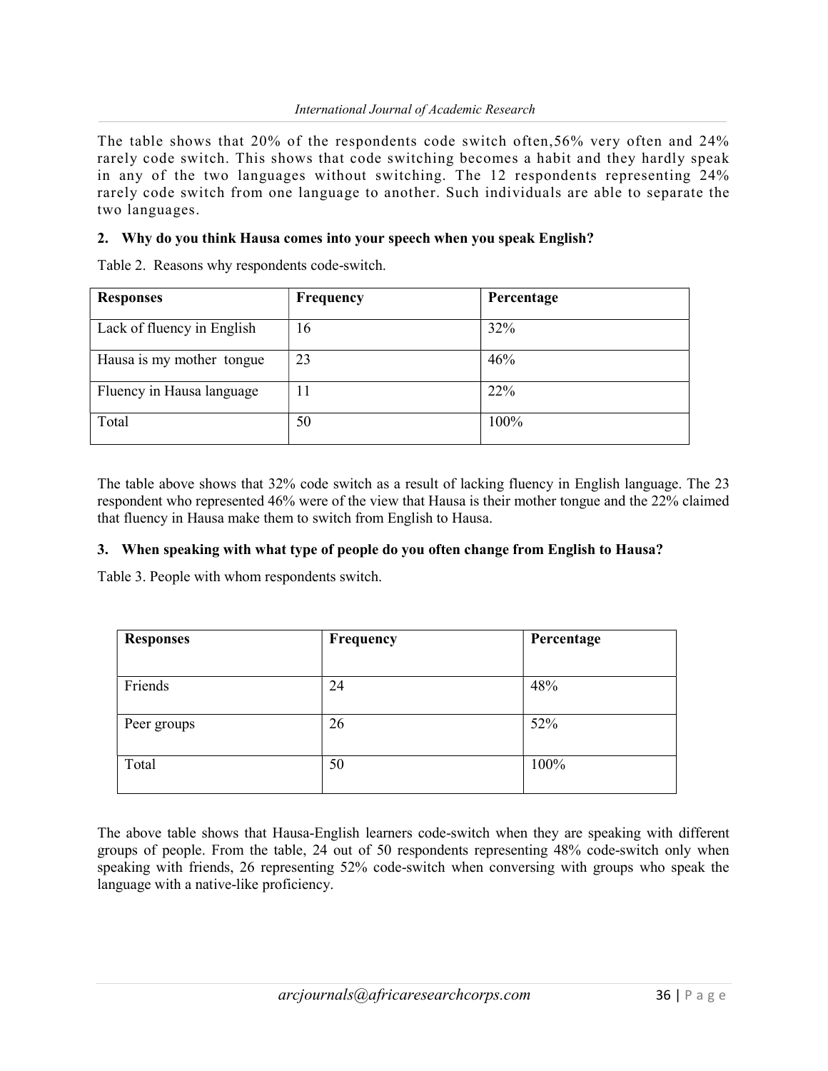The table shows that 20% of the respondents code switch often,56% very often and 24% rarely code switch. This shows that code switching becomes a habit and they hardly speak in any of the two languages without switching. The 12 respondents representing 24% rarely code switch from one language to another. Such individuals are able to separate the two languages.

**2. Why do you think Hausa comes into your speech when you speak English?**

Table 2. Reasons why respondents code-switch.

| **Responses** | **Frequency** | **Percentage** |
|---|---|---|
| Lack of fluency in English | 16 | 32% |
| Hausa is my mother tongue | 23 | 46% |
| Fluency in Hausa language | 11 | 22% |
| Total | 50 | 100% |

The table above shows that 32% code switch as a result of lacking fluency in English language. The 23 respondent who represented 46% were of the view that Hausa is their mother tongue and the 22% claimed that fluency in Hausa make them to switch from English to Hausa.

**3. When speaking with what type of people do you often change from English to Hausa?**

Table 3. People with whom respondents switch.

| **Responses** | **Frequency** | **Percentage** |
|---|---|---|
| Friends | 24 | 48% |
| Peer groups | 26 | 52% |
| Total | 50 | 100% |

The above table shows that Hausa-English learners code-switch when they are speaking with different groups of people. From the table, 24 out of 50 respondents representing 48% code-switch only when speaking with friends, 26 representing 52% code-switch when conversing with groups who speak the language with a native-like proficiency.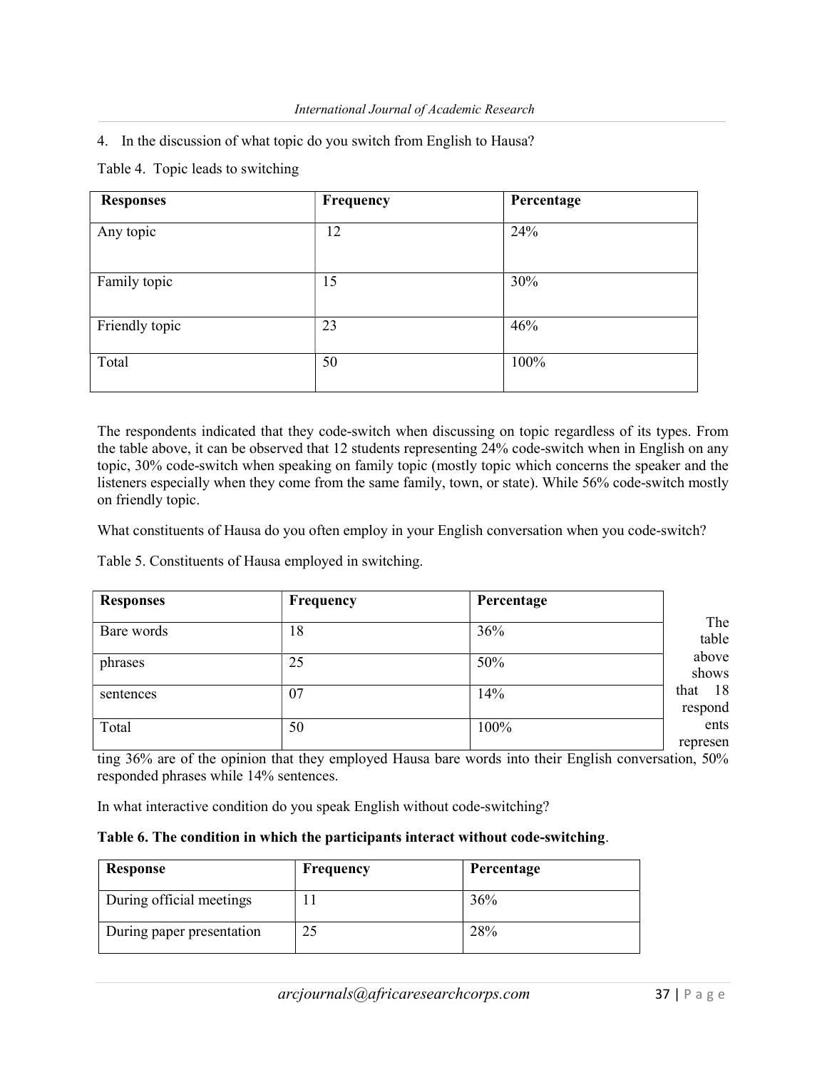4. In the discussion of what topic do you switch from English to Hausa?

Table 4. Topic leads to switching

| Responses | Frequency | Percentage |
|---|---|---|
| Any topic | 12 | 24% |
| Family topic | 15 | 30% |
| Friendly topic | 23 | 46% |
| Total | 50 | 100% |

The respondents indicated that they code-switch when discussing on topic regardless of its types. From the table above, it can be observed that 12 students representing 24% code-switch when in English on any topic, 30% code-switch when speaking on family topic (mostly topic which concerns the speaker and the listeners especially when they come from the same family, town, or state). While 56% code-switch mostly on friendly topic.

What constituents of Hausa do you often employ in your English conversation when you code-switch?

Table 5. Constituents of Hausa employed in switching.

| Responses | Frequency | Percentage |
|---|---|---|
| Bare words | 18 | 36% |
| phrases | 25 | 50% |
| sentences | 07 | 14% |
| Total | 50 | 100% |

The table above shows that 18 respondents representing 36% are of the opinion that they employed Hausa bare words into their English conversation, 50% responded phrases while 14% sentences.

In what interactive condition do you speak English without code-switching?

**Table 6. The condition in which the participants interact without code-switching**.

| Response | Frequency | Percentage |
|---|---|---|
| During official meetings | 11 | 36% |
| During paper presentation | 25 | 28% |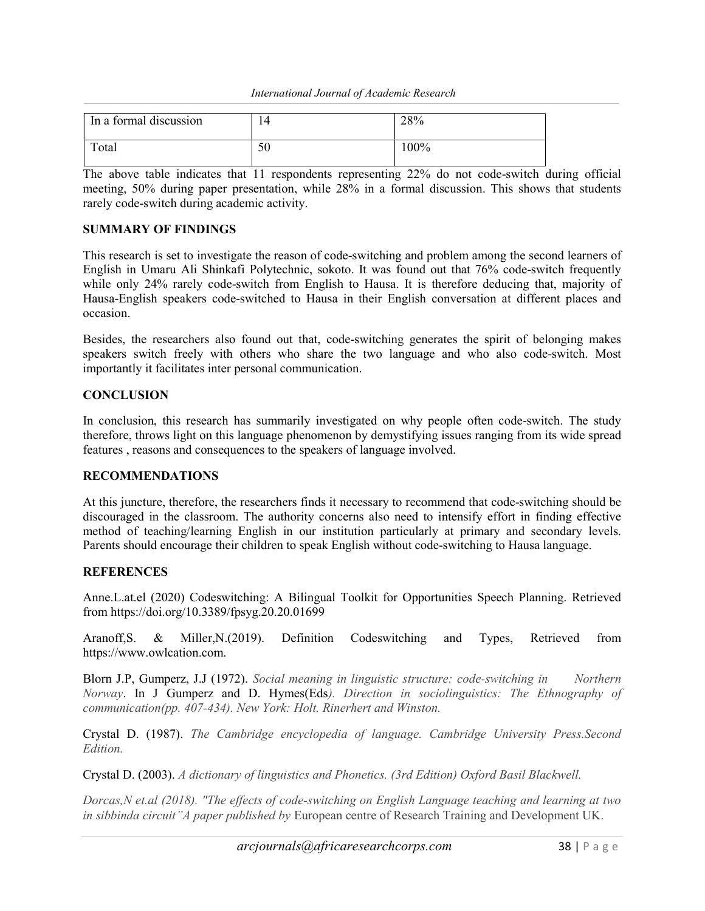| In a formal discussion | 14 | 28% |
| --- | --- | --- |
| Total | 50 | 100% |

The above table indicates that 11 respondents representing 22% do not code-switch during official meeting, 50% during paper presentation, while 28% in a formal discussion. This shows that students rarely code-switch during academic activity.

## SUMMARY OF FINDINGS

This research is set to investigate the reason of code-switching and problem among the second learners of English in Umaru Ali Shinkafi Polytechnic, sokoto. It was found out that 76% code-switch frequently while only 24% rarely code-switch from English to Hausa. It is therefore deducing that, majority of Hausa-English speakers code-switched to Hausa in their English conversation at different places and occasion.

Besides, the researchers also found out that, code-switching generates the spirit of belonging makes speakers switch freely with others who share the two language and who also code-switch. Most importantly it facilitates inter personal communication.

## CONCLUSION

In conclusion, this research has summarily investigated on why people often code-switch. The study therefore, throws light on this language phenomenon by demystifying issues ranging from its wide spread features , reasons and consequences to the speakers of language involved.

## RECOMMENDATIONS

At this juncture, therefore, the researchers finds it necessary to recommend that code-switching should be discouraged in the classroom. The authority concerns also need to intensify effort in finding effective method of teaching/learning English in our institution particularly at primary and secondary levels. Parents should encourage their children to speak English without code-switching to Hausa language.

## REFERENCES

Anne.L.at.el (2020) Codeswitching: A Bilingual Toolkit for Opportunities Speech Planning. Retrieved from https://doi.org/10.3389/fpsyg.20.20.01699

Aranoff,S. & Miller,N.(2019). Definition Codeswitching and Types, Retrieved from https://www.owlcation.com.

Blorn J.P, Gumperz, J.J (1972). *Social meaning in linguistic structure: code-switching in Northern Norway*. In J Gumperz and D. Hymes(Eds*). Direction in sociolinguistics: The Ethnography of communication(pp. 407-434). New York: Holt. Rinerhert and Winston.*

Crystal D. (1987). *The Cambridge encyclopedia of language. Cambridge University Press.Second Edition.*

Crystal D. (2003). *A dictionary of linguistics and Phonetics. (3rd Edition) Oxford Basil Blackwell.*

*Dorcas,N et.al (2018). "The effects of code-switching on English Language teaching and learning at two in sibbinda circuit"A paper published by* European centre of Research Training and Development UK.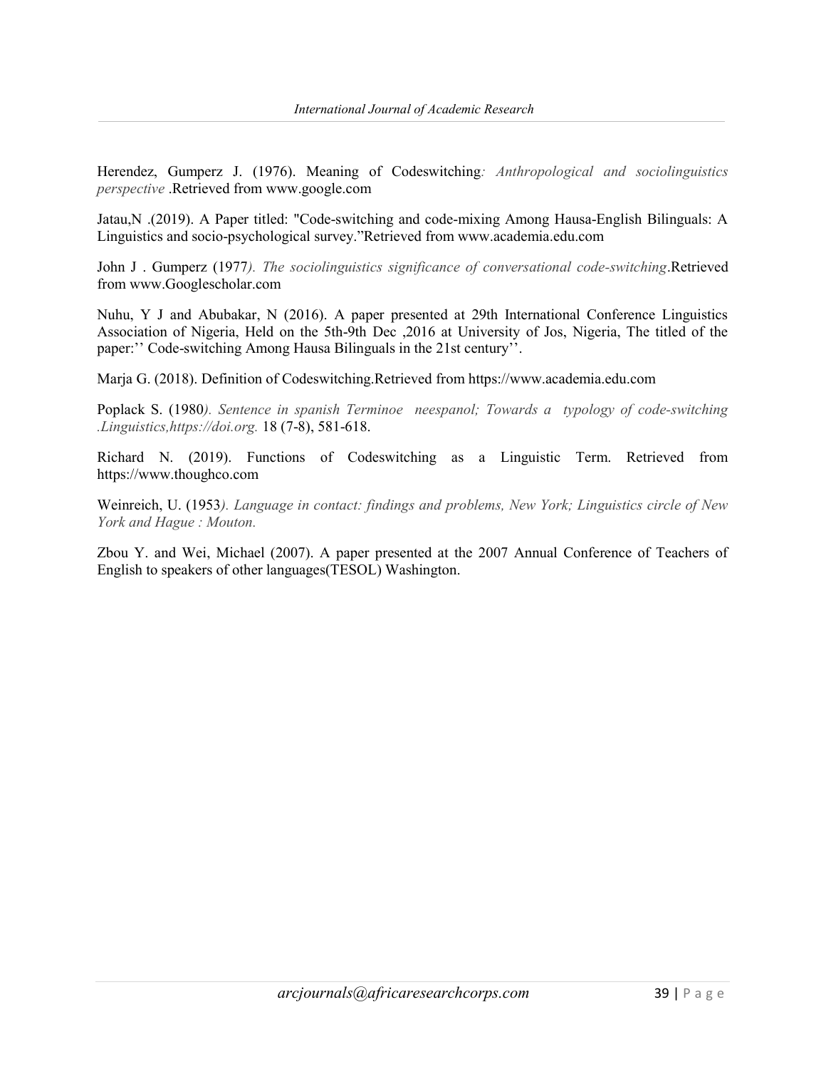Herendez, Gumperz J. (1976). Meaning of Codeswitching*: Anthropological and sociolinguistics perspective* .Retrieved from www.google.com

Jatau,N .(2019). A Paper titled: "Code-switching and code-mixing Among Hausa-English Bilinguals: A Linguistics and socio-psychological survey."Retrieved from www.academia.edu.com

John J . Gumperz (1977*). The sociolinguistics significance of conversational code-switching*.Retrieved from www.Googlescholar.com

Nuhu, Y J and Abubakar, N (2016). A paper presented at 29th International Conference Linguistics Association of Nigeria, Held on the 5th-9th Dec ,2016 at University of Jos, Nigeria, The titled of the paper:'' Code-switching Among Hausa Bilinguals in the 21st century''.

Marja G. (2018). Definition of Codeswitching.Retrieved from https://www.academia.edu.com

Poplack S. (1980*). Sentence in spanish Terminoe neespanol; Towards a typology of code-switching .Linguistics,https://doi.org.* 18 (7-8), 581-618.

Richard N. (2019). Functions of Codeswitching as a Linguistic Term. Retrieved from https://www.thoughco.com

Weinreich, U. (1953*). Language in contact: findings and problems, New York; Linguistics circle of New York and Hague : Mouton.*

Zbou Y. and Wei, Michael (2007). A paper presented at the 2007 Annual Conference of Teachers of English to speakers of other languages(TESOL) Washington.